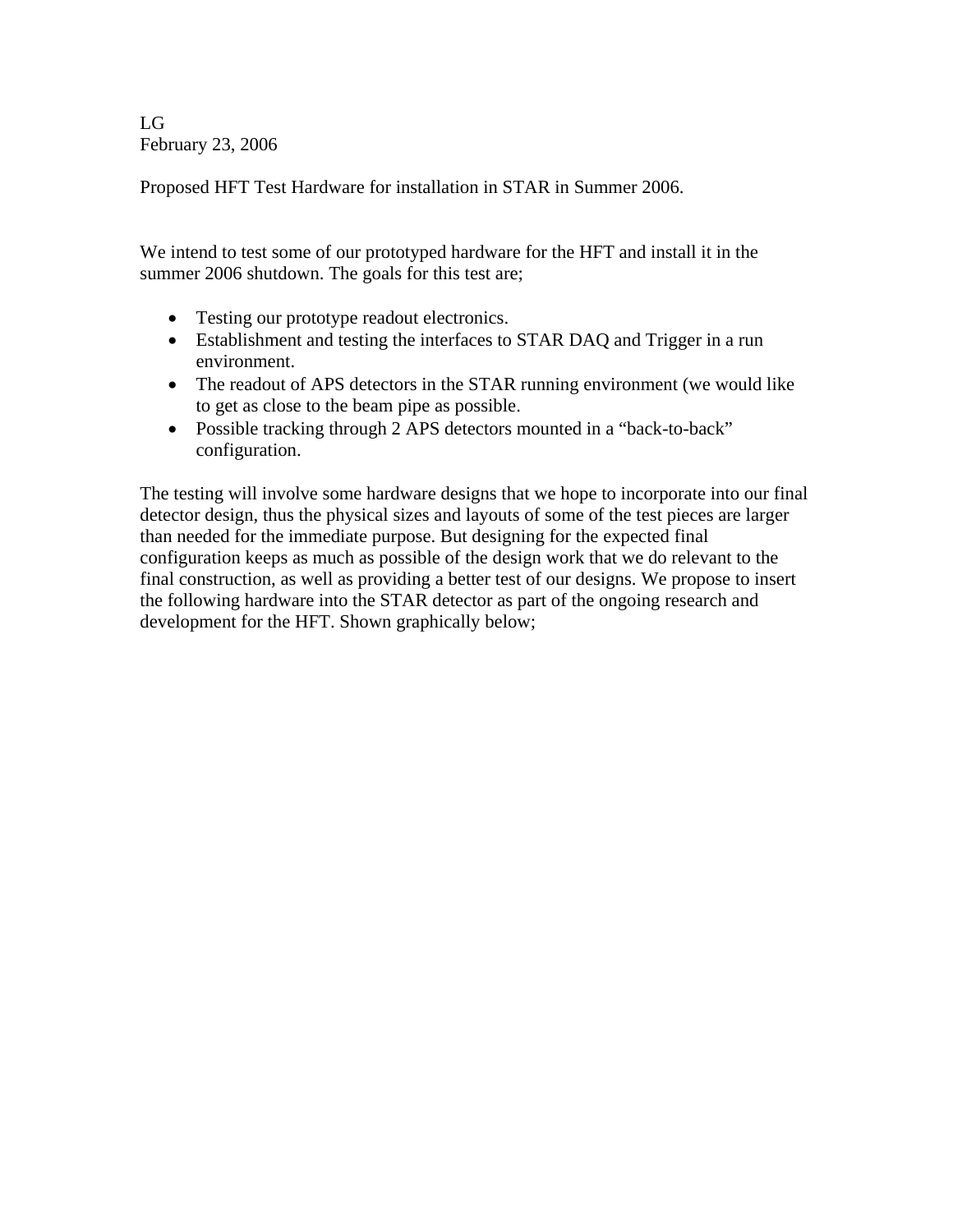LG
February 23, 2006

Proposed HFT Test Hardware for installation in STAR in Summer 2006.

We intend to test some of our prototyped hardware for the HFT and install it in the summer 2006 shutdown. The goals for this test are;

- Testing our prototype readout electronics.
- Establishment and testing the interfaces to STAR DAQ and Trigger in a run environment.
- The readout of APS detectors in the STAR running environment (we would like to get as close to the beam pipe as possible.
- Possible tracking through 2 APS detectors mounted in a "back-to-back" configuration.

The testing will involve some hardware designs that we hope to incorporate into our final detector design, thus the physical sizes and layouts of some of the test pieces are larger than needed for the immediate purpose. But designing for the expected final configuration keeps as much as possible of the design work that we do relevant to the final construction, as well as providing a better test of our designs. We propose to insert the following hardware into the STAR detector as part of the ongoing research and development for the HFT. Shown graphically below;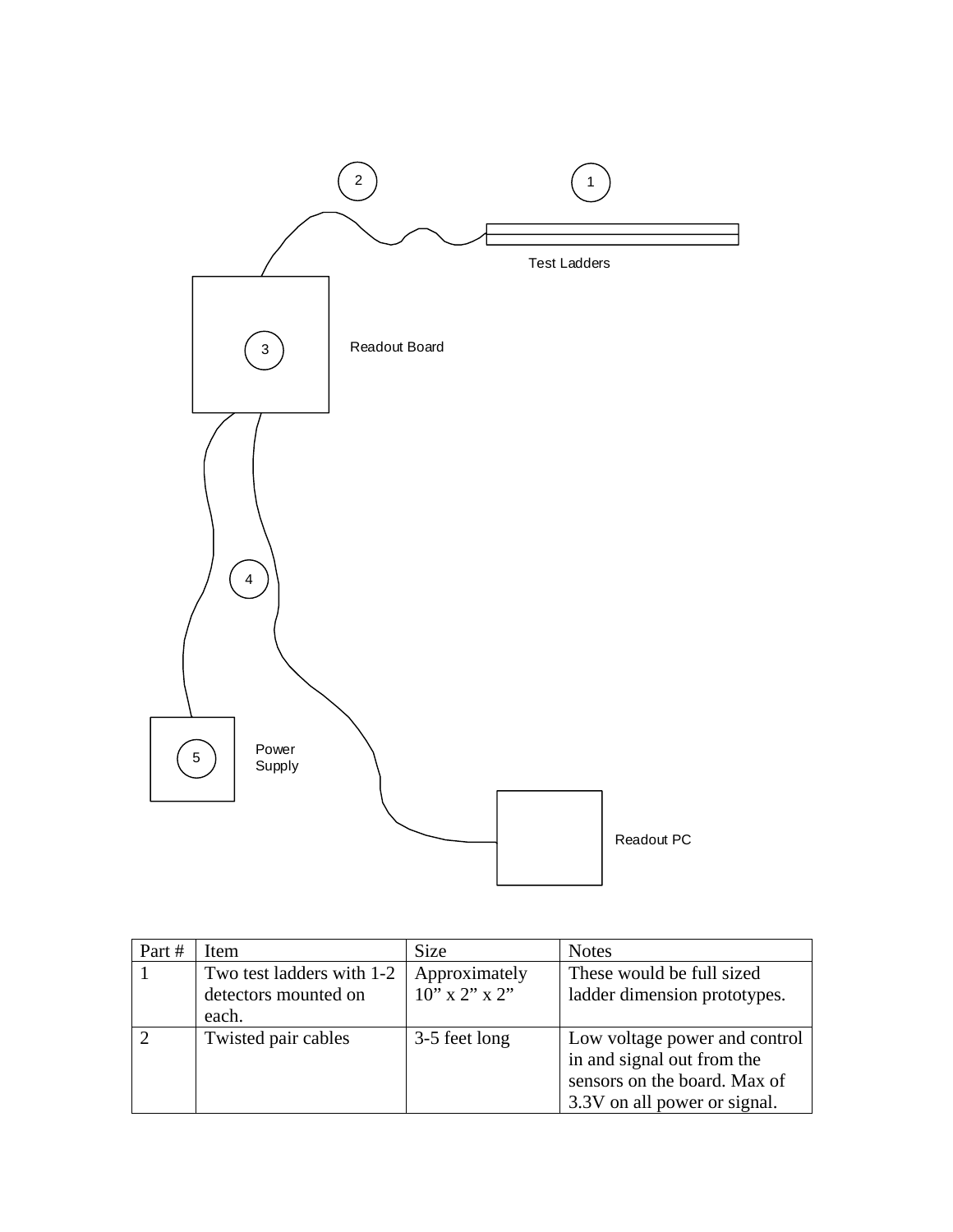2 1

Test Ladders

3 Readout Board

4

5 Power Supply

Readout PC

| Part # | Item | Size | Notes |
|---|---|---|---|
| 1 | Two test ladders with 1-2 detectors mounted on each. | Approximately 10" x 2" x 2" | These would be full sized ladder dimension prototypes. |
| 2 | Twisted pair cables | 3-5 feet long | Low voltage power and control in and signal out from the sensors on the board. Max of 3.3V on all power or signal. |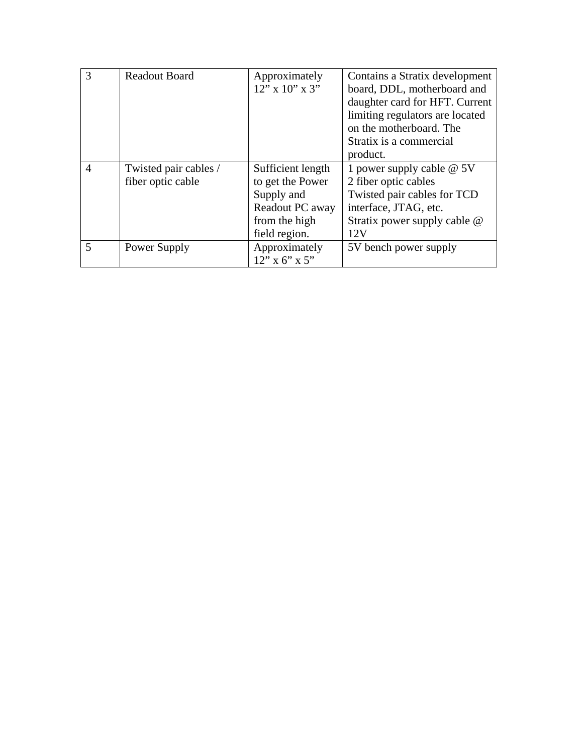| | | | |
|---|---|---|---|
| 3 | Readout Board | Approximately 12” x 10” x 3” | Contains a Stratix development board, DDL, motherboard and daughter card for HFT. Current limiting regulators are located on the motherboard. The Stratix is a commercial product. |
| 4 | Twisted pair cables / fiber optic cable | Sufficient length to get the Power Supply and Readout PC away from the high field region. | 1 power supply cable @ 5V<br>2 fiber optic cables<br>Twisted pair cables for TCD interface, JTAG, etc.<br>Stratix power supply cable @ 12V |
| 5 | Power Supply | Approximately 12” x 6” x 5” | 5V bench power supply |